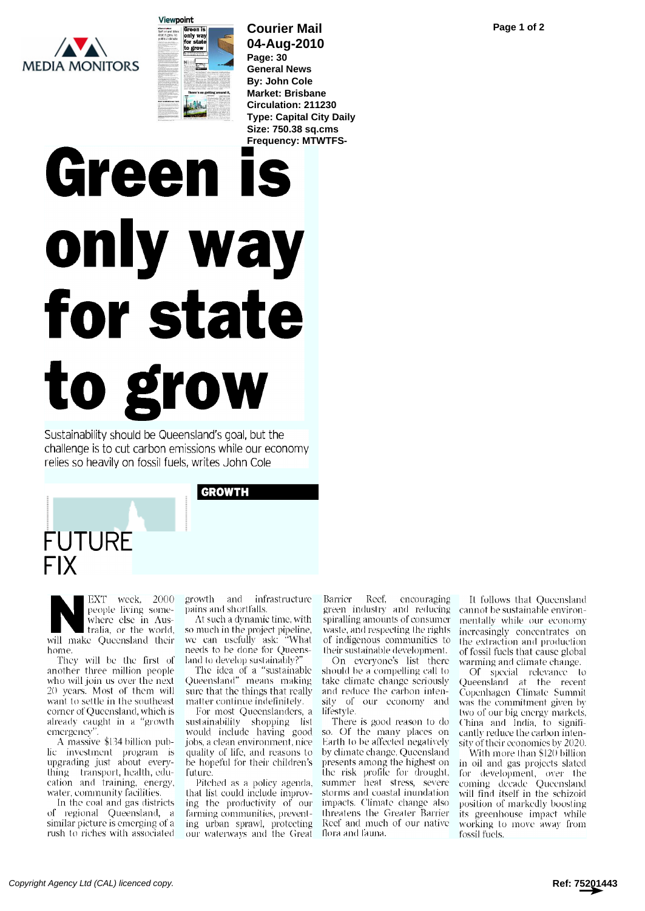Courier Mail
04-Aug-2010
Page: 30
General News
By: John Cole
Market: Brisbane
Circulation: 211230
Type: Capital City Daily
Size: 750.38 sq.cms
Frequency: MTWTFS-

# Green is only way for state to grow

Sustainability should be Queensland's goal, but the challenge is to cut carbon emissions while our economy relies so heavily on fossil fuels, writes John Cole

GROWTH

## FUTURE FIX

NEXT week, 2000 people living somewhere else in Australia, or the world, will make Queensland their home.

They will be the first of another three million people who will join us over the next 20 years. Most of them will want to settle in the southeast corner of Queensland, which is already caught in a "growth emergency".

A massive $134 billion public investment program is upgrading just about everything transport, health, education and training, energy, water, community facilities.

In the coal and gas districts of regional Queensland, a similar picture is emerging of a rush to riches with associated growth and infrastructure pains and shortfalls.

At such a dynamic time, with so much in the project pipeline, we can usefully ask: "What needs to be done for Queensland to develop sustainably?"

The idea of a "sustainable Queensland" means making sure that the things that really matter continue indefinitely.

For most Queenslanders, a sustainability shopping list would include having good jobs, a clean environment, nice quality of life, and reasons to be hopeful for their children's future.

Pitched as a policy agenda, that list could include improving the productivity of our farming communities, preventing urban sprawl, protecting our waterways and the Great Barrier Reef, encouraging green industry and reducing spiralling amounts of consumer waste, and respecting the rights of indigenous communities to their sustainable development.

On everyone's list there should be a compelling call to take climate change seriously and reduce the carbon intensity of our economy and lifestyle.

There is good reason to do so. Of the many places on Earth to be affected negatively by climate change, Queensland presents among the highest on the risk profile for drought, summer heat stress, severe storms and coastal inundation impacts. Climate change also threatens the Greater Barrier Reef and much of our native flora and fauna.

It follows that Queensland cannot be sustainable environmentally while our economy increasingly concentrates on the extraction and production of fossil fuels that cause global warming and climate change.

Of special relevance to Queensland at the recent Copenhagen Climate Summit was the commitment given by two of our big energy markets, China and India, to significantly reduce the carbon intensity of their economies by 2020.

With more than $120 billion in oil and gas projects slated for development, over the coming decade Queensland will find itself in the schizoid position of markedly boosting its greenhouse impact while working to move away from fossil fuels.

Copyright Agency Ltd (CAL) licenced copy.

Ref: 75201443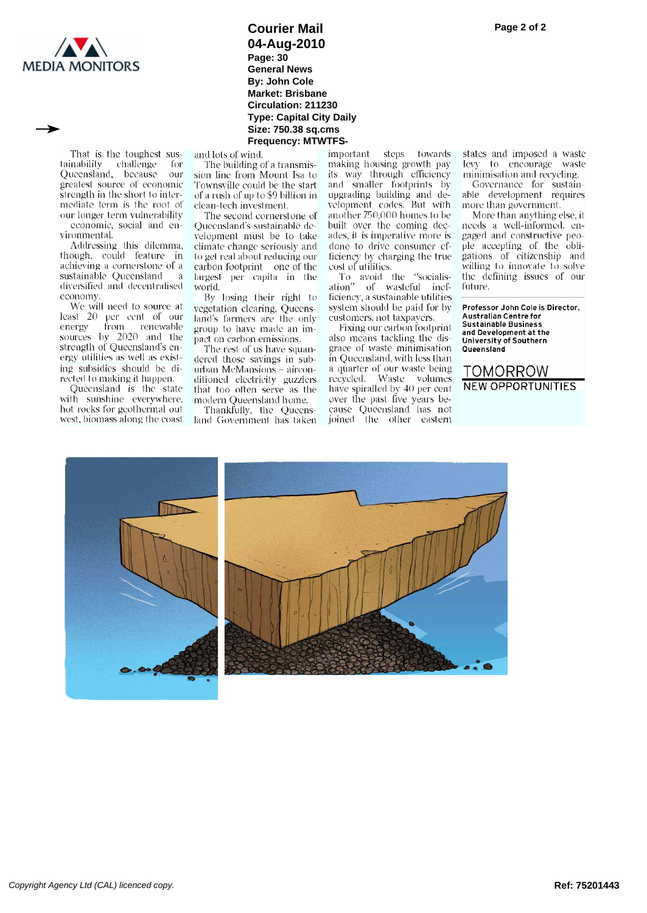That is the toughest sustainability challenge for Queensland, because our greatest source of economic strength in the short to intermediate term is the root of our longer term vulnerability – economic, social and environmental.

Addressing this dilemma, though, could feature in achieving a cornerstone of a sustainable Queensland – a diversified and decentralised economy.

We will need to source at least 20 per cent of our energy from renewable sources by 2020 and the strength of Queensland's energy utilities as well as existing subsidies should be directed to making it happen.

Queensland is the state with sunshine everywhere, hot rocks for geothermal out west, biomass along the coast and lots of wind.

The building of a transmission line from Mount Isa to Townsville could be the start of a rush of up to $9 billion in clean-tech investment.

The second cornerstone of Queensland's sustainable development must be to take climate change seriously and to get real about reducing our carbon footprint – one of the largest per capita in the world.

By losing their right to vegetation clearing, Queensland's farmers are the only group to have made an impact on carbon emissions.

The rest of us have squandered those savings in suburban McMansions – airconditioned electricity guzzlers that too often serve as the modern Queensland home.

Thankfully, the Queensland Government has taken important steps towards making housing growth pay its way through efficiency and smaller footprints by upgrading building and development codes. But with another 750,000 homes to be built over the coming decades, it is imperative more is done to drive consumer efficiency by charging the true cost of utilities.

To avoid the "socialisation" of wasteful inefficiency, a sustainable utilities system should be paid for by customers, not taxpayers.

Fixing our carbon footprint also means tackling the disgrace of waste minimisation in Queensland, with less than a quarter of our waste being recycled. Waste volumes have spiralled by 40 per cent over the past five years because Queensland has not joined the other eastern states and imposed a waste levy to encourage waste minimisation and recycling.

Governance for sustainable development requires more than government.

More than anything else, it needs a well-informed, engaged and constructive people accepting of the obligations of citizenship and willing to innovate to solve the defining issues of our future.

**Professor John Cole is Director, Australian Centre for Sustainable Business and Development at the University of Southern Queensland**

TOMORROW
NEW OPPORTUNITIES